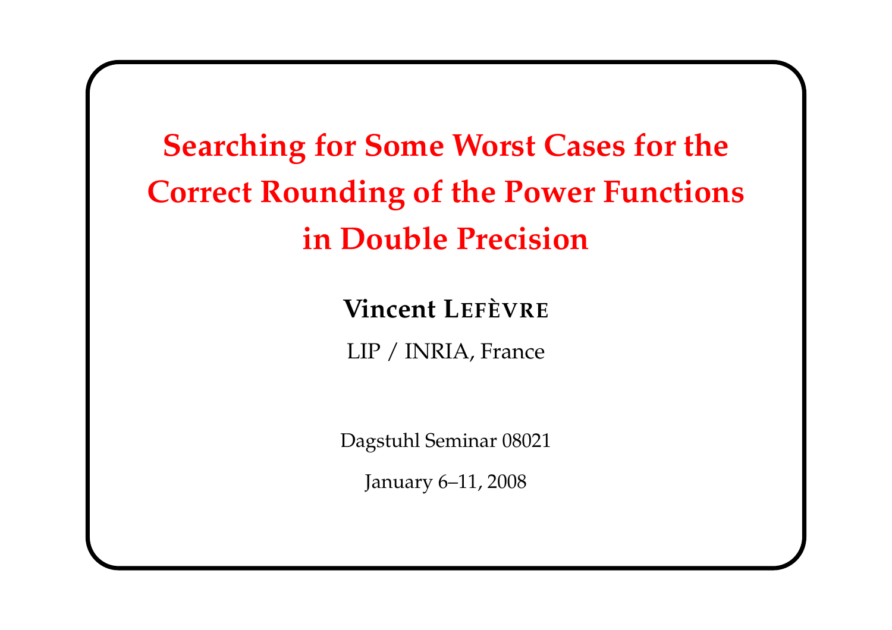# Searching for Some Worst Cases for the Correct Rounding of the Power Functions in Double Precision

**Vincent LEFÈVRE**

LIP / INRIA, France

Dagstuhl Seminar 08021

January 6–11, 2008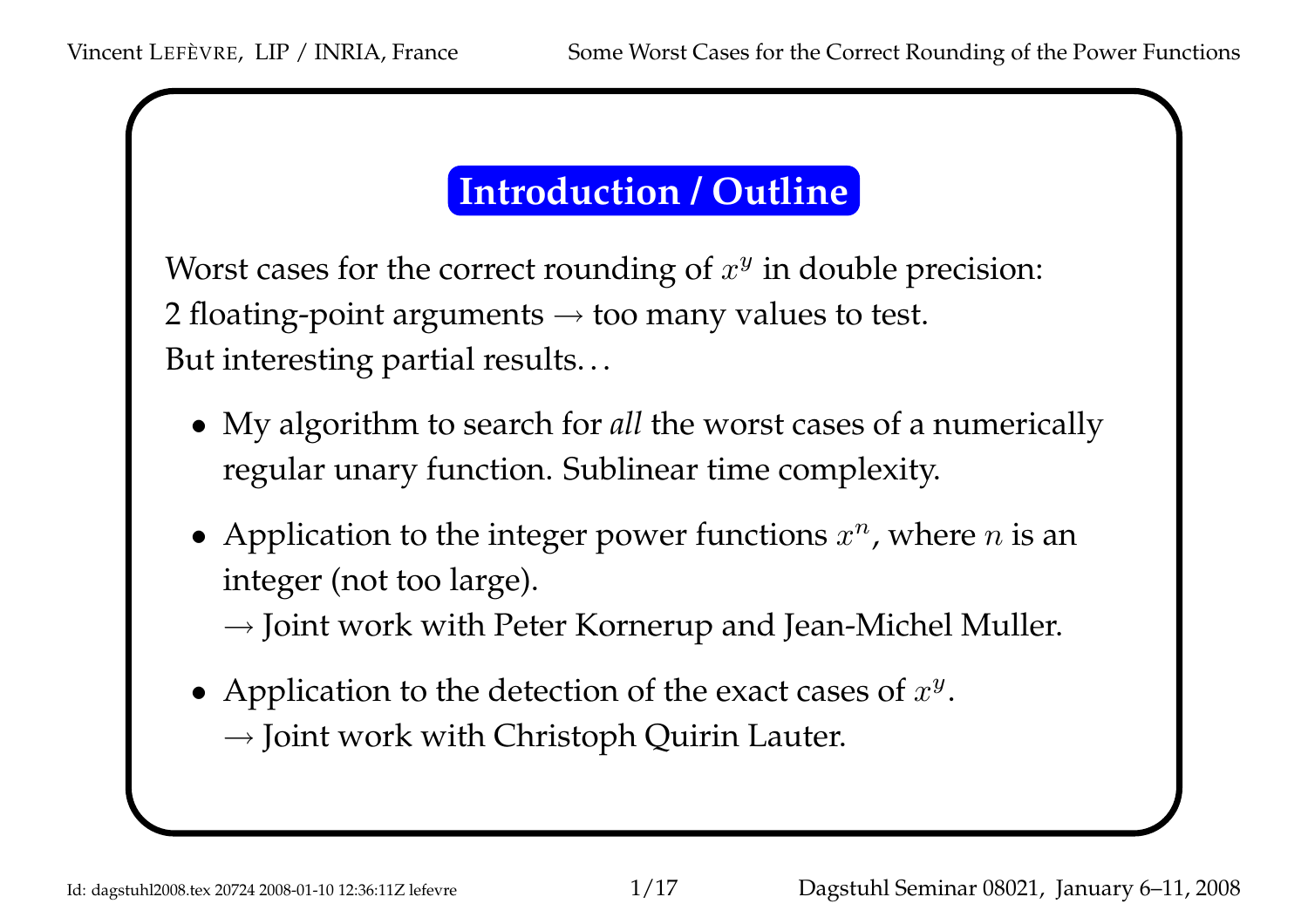## Introduction / Outline

Worst cases for the correct rounding of $x^y$ in double precision:
2 floating-point arguments → too many values to test.
But interesting partial results…

- My algorithm to search for *all* the worst cases of a numerically regular unary function. Sublinear time complexity.
- Application to the integer power functions $x^n$, where $n$ is an integer (not too large).
  → Joint work with Peter Kornerup and Jean-Michel Muller.
- Application to the detection of the exact cases of $x^y$.
  → Joint work with Christoph Quirin Lauter.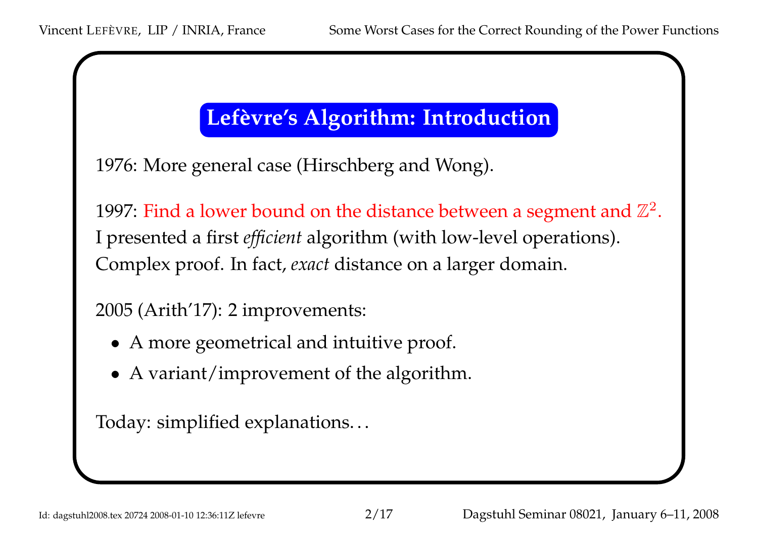## Lefèvre's Algorithm: Introduction

1976: More general case (Hirschberg and Wong).

1997: Find a lower bound on the distance between a segment and $\mathbb{Z}^2$.
I presented a first *efficient* algorithm (with low-level operations).
Complex proof. In fact, *exact* distance on a larger domain.

2005 (Arith'17): 2 improvements:

- A more geometrical and intuitive proof.
- A variant/improvement of the algorithm.

Today: simplified explanations…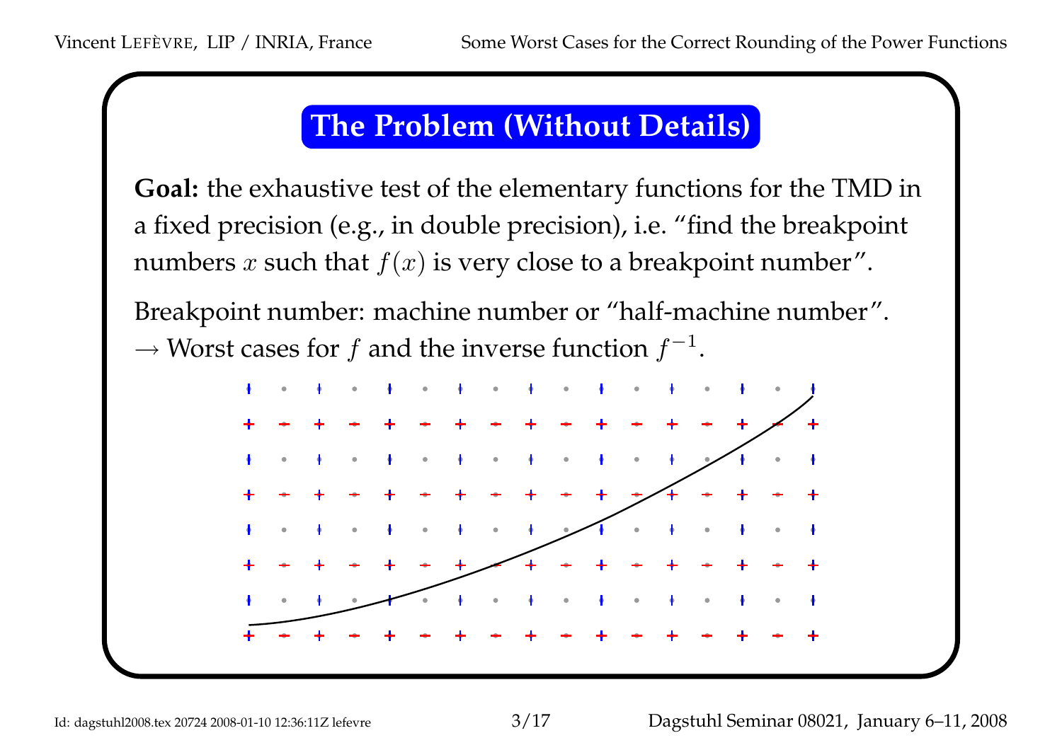# The Problem (Without Details)

**Goal:** the exhaustive test of the elementary functions for the TMD in a fixed precision (e.g., in double precision), i.e. “find the breakpoint numbers $x$ such that $f(x)$ is very close to a breakpoint number”.

Breakpoint number: machine number or “half-machine number”.
$\rightarrow$ Worst cases for $f$ and the inverse function $f^{-1}$.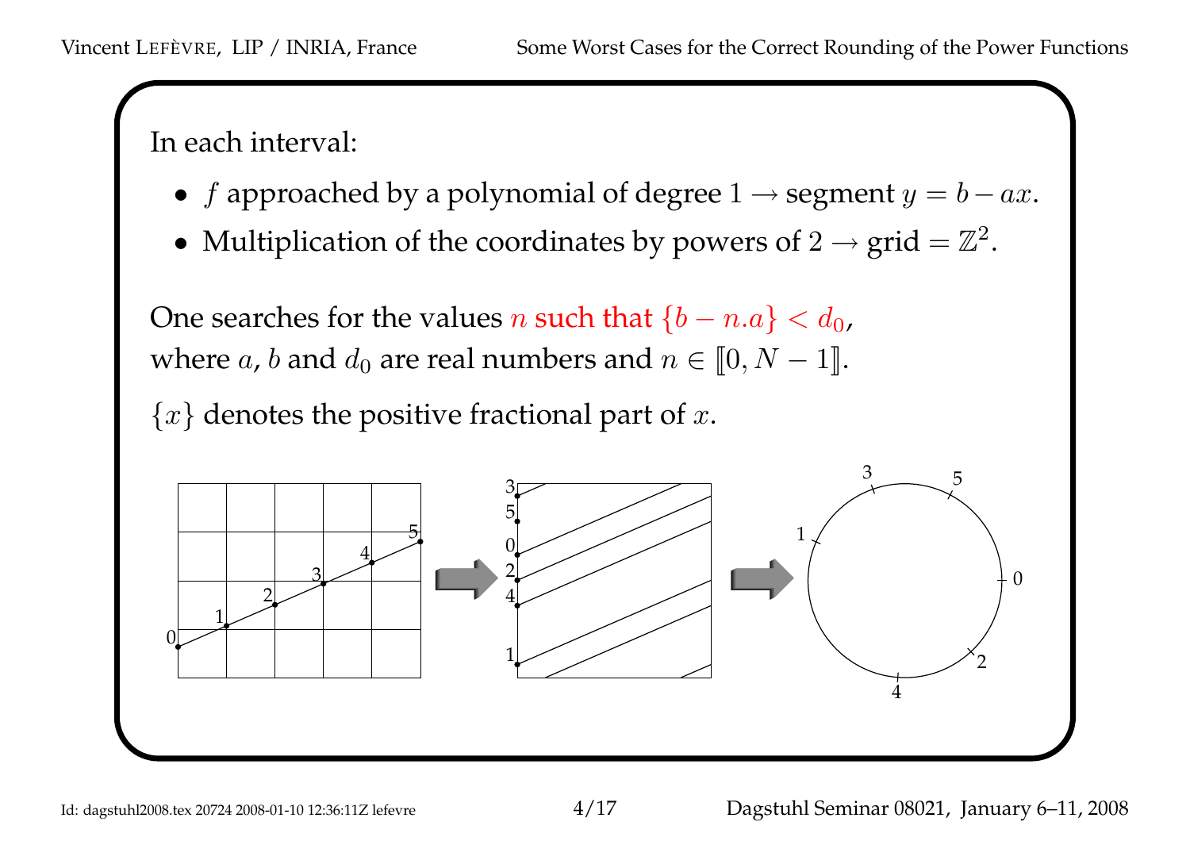In each interval:

- $f$ approached by a polynomial of degree $1 \rightarrow$ segment $y = b - ax$.
- Multiplication of the coordinates by powers of $2 \rightarrow$ grid $= \mathbb{Z}^2$.

One searches for the values $n$ such that $\{b - n.a\} < d_0$,
where $a$, $b$ and $d_0$ are real numbers and $n \in [\![0, N-1]\!]$.

$\{x\}$ denotes the positive fractional part of $x$.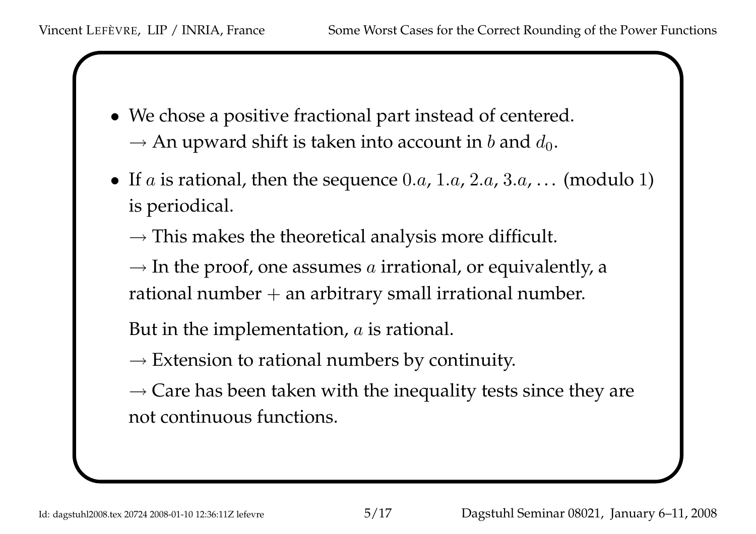- We chose a positive fractional part instead of centered.
  → An upward shift is taken into account in $b$ and $d_0$.
- If $a$ is rational, then the sequence $0.a$, $1.a$, $2.a$, $3.a$, … (modulo 1) is periodical.

  → This makes the theoretical analysis more difficult.

  → In the proof, one assumes $a$ irrational, or equivalently, a rational number + an arbitrary small irrational number.

  But in the implementation, $a$ is rational.

  → Extension to rational numbers by continuity.

  → Care has been taken with the inequality tests since they are not continuous functions.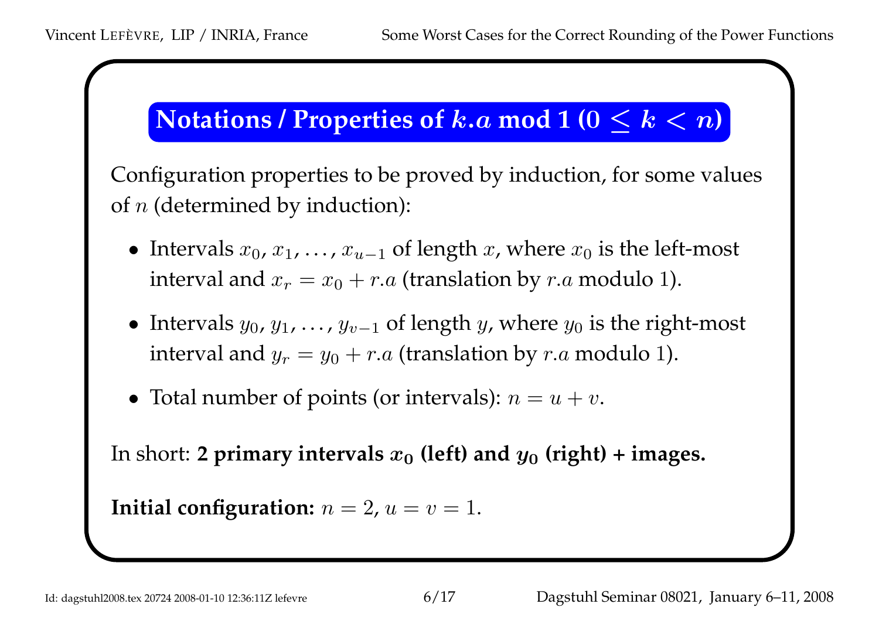## Notations / Properties of $k.a$ mod 1 ($0 \leq k < n$)

Configuration properties to be proved by induction, for some values of $n$ (determined by induction):

- Intervals $x_0, x_1, \ldots, x_{u-1}$ of length $x$, where $x_0$ is the left-most interval and $x_r = x_0 + r.a$ (translation by $r.a$ modulo 1).
- Intervals $y_0, y_1, \ldots, y_{v-1}$ of length $y$, where $y_0$ is the right-most interval and $y_r = y_0 + r.a$ (translation by $r.a$ modulo 1).
- Total number of points (or intervals): $n = u + v$.

In short: **2 primary intervals $x_0$ (left) and $y_0$ (right) + images.**

**Initial configuration:** $n = 2$, $u = v = 1$.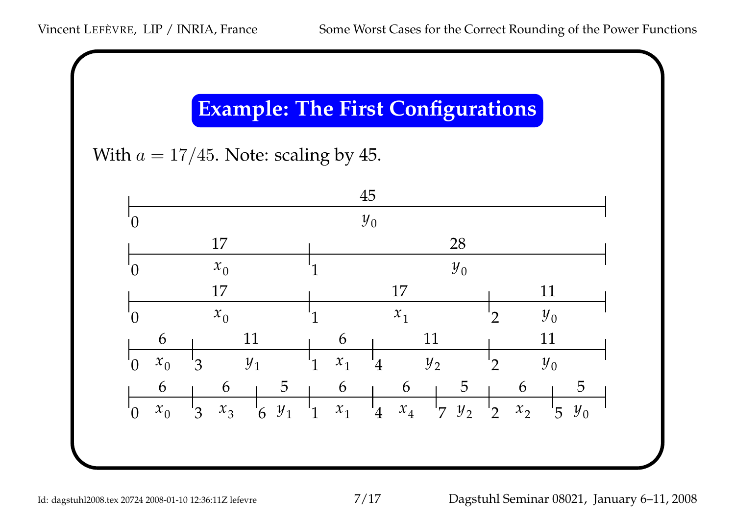## Example: The First Configurations

With $a = 17/45$. Note: scaling by 45.

| 45 |
|---|
| 0 — $y_0$ |

| 17 | 28 |
|---|---|
| 0 — $x_0$ | 1 — $y_0$ |

| 17 | 17 | 11 |
|---|---|---|
| 0 — $x_0$ | 1 — $x_1$ | 2 — $y_0$ |

| 6 | 11 | 6 | 11 | 11 |
|---|---|---|---|---|
| 0 — $x_0$ | 3 — $y_1$ | 1 — $x_1$ | 4 — $y_2$ | 2 — $y_0$ |

| 6 | 6 | 5 | 6 | 6 | 5 | 6 | 5 |
|---|---|---|---|---|---|---|---|
| 0 — $x_0$ | 3 — $x_3$ | 6 — $y_1$ | 1 — $x_1$ | 4 — $x_4$ | 7 — $y_2$ | 2 — $x_2$ | 5 — $y_0$ |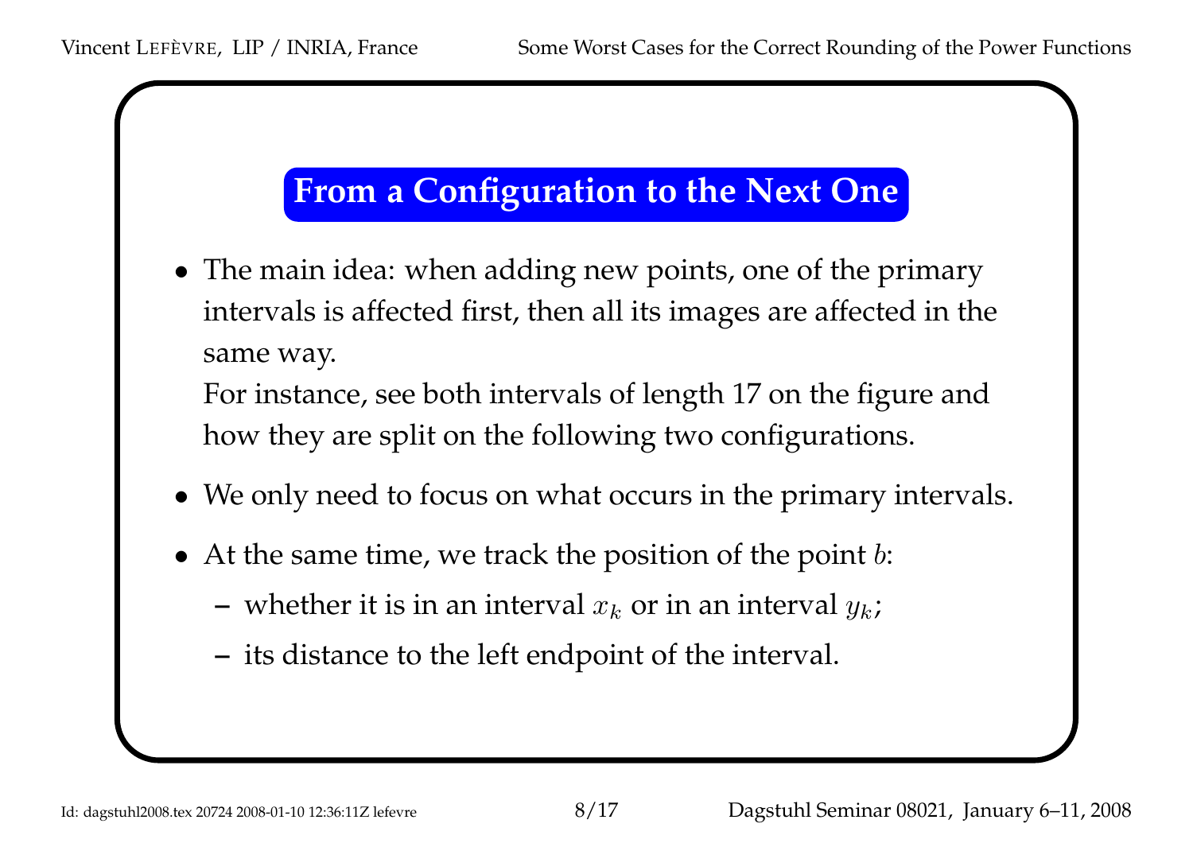## From a Configuration to the Next One

- The main idea: when adding new points, one of the primary intervals is affected first, then all its images are affected in the same way.
  For instance, see both intervals of length 17 on the figure and how they are split on the following two configurations.
- We only need to focus on what occurs in the primary intervals.
- At the same time, we track the position of the point $b$:
  - whether it is in an interval $x_k$ or in an interval $y_k$;
  - its distance to the left endpoint of the interval.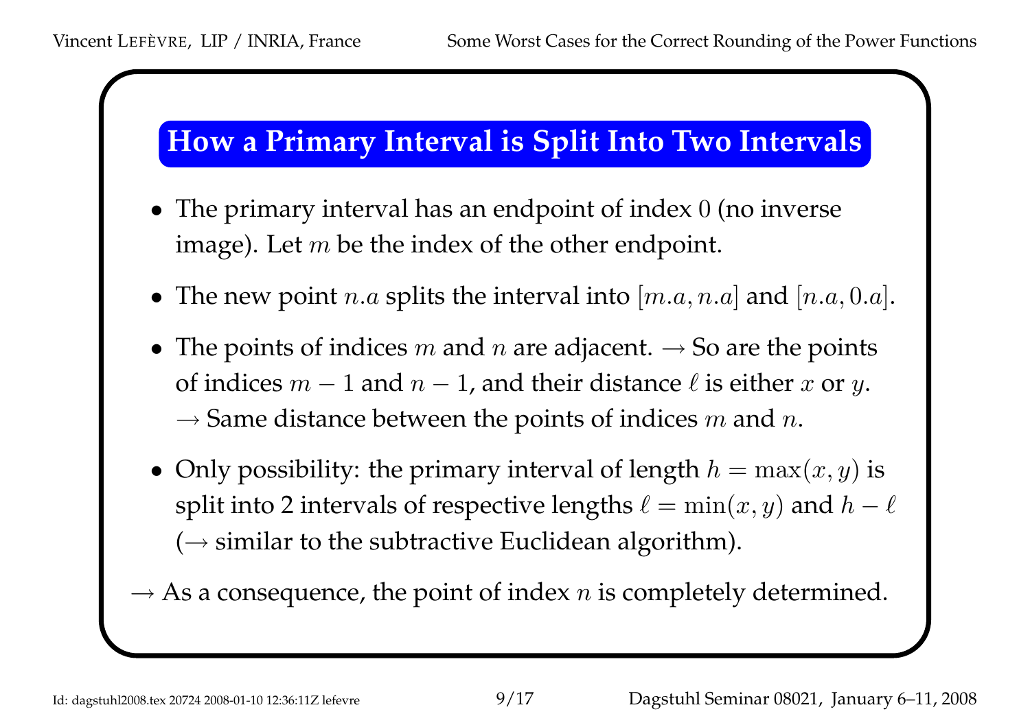## How a Primary Interval is Split Into Two Intervals

- The primary interval has an endpoint of index $0$ (no inverse image). Let $m$ be the index of the other endpoint.
- The new point $n.a$ splits the interval into $[m.a, n.a]$ and $[n.a, 0.a]$.
- The points of indices $m$ and $n$ are adjacent. → So are the points of indices $m-1$ and $n-1$, and their distance $\ell$ is either $x$ or $y$.
  → Same distance between the points of indices $m$ and $n$.
- Only possibility: the primary interval of length $h = \max(x, y)$ is split into 2 intervals of respective lengths $\ell = \min(x, y)$ and $h - \ell$ (→ similar to the subtractive Euclidean algorithm).

→ As a consequence, the point of index $n$ is completely determined.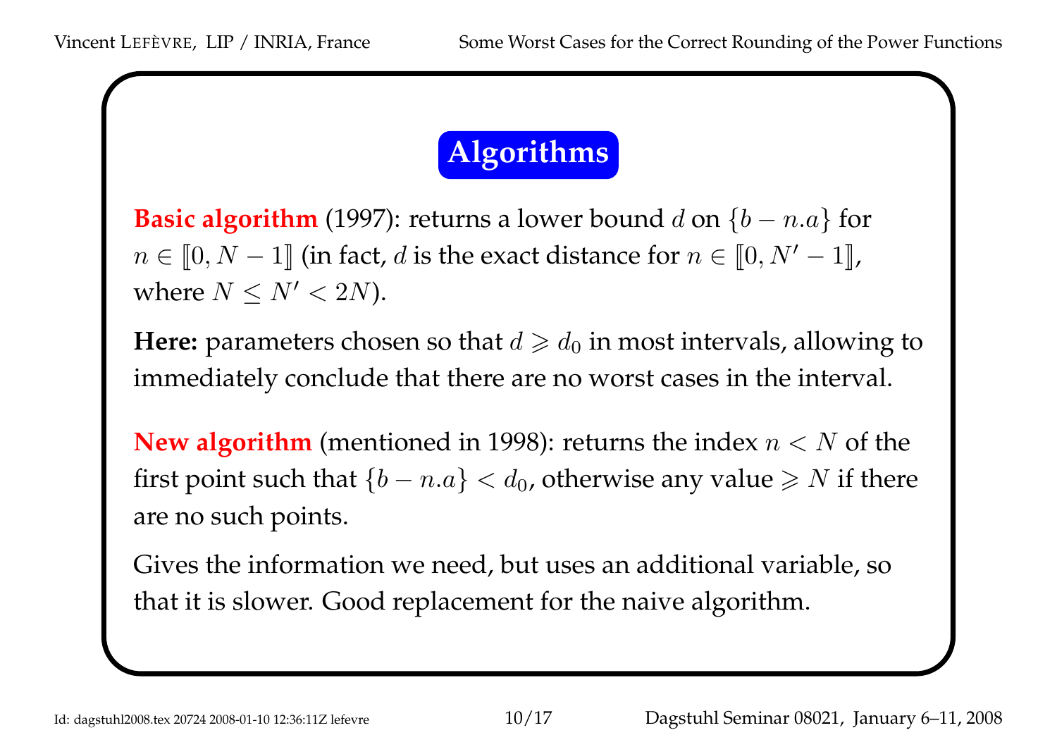## Algorithms

**Basic algorithm** (1997): returns a lower bound $d$ on $\{b - n.a\}$ for $n \in [\![0, N-1]\!]$ (in fact, $d$ is the exact distance for $n \in [\![0, N'-1]\!]$, where $N \leq N' < 2N$).

**Here:** parameters chosen so that $d \geqslant d_0$ in most intervals, allowing to immediately conclude that there are no worst cases in the interval.

**New algorithm** (mentioned in 1998): returns the index $n < N$ of the first point such that $\{b - n.a\} < d_0$, otherwise any value $\geqslant N$ if there are no such points.

Gives the information we need, but uses an additional variable, so that it is slower. Good replacement for the naive algorithm.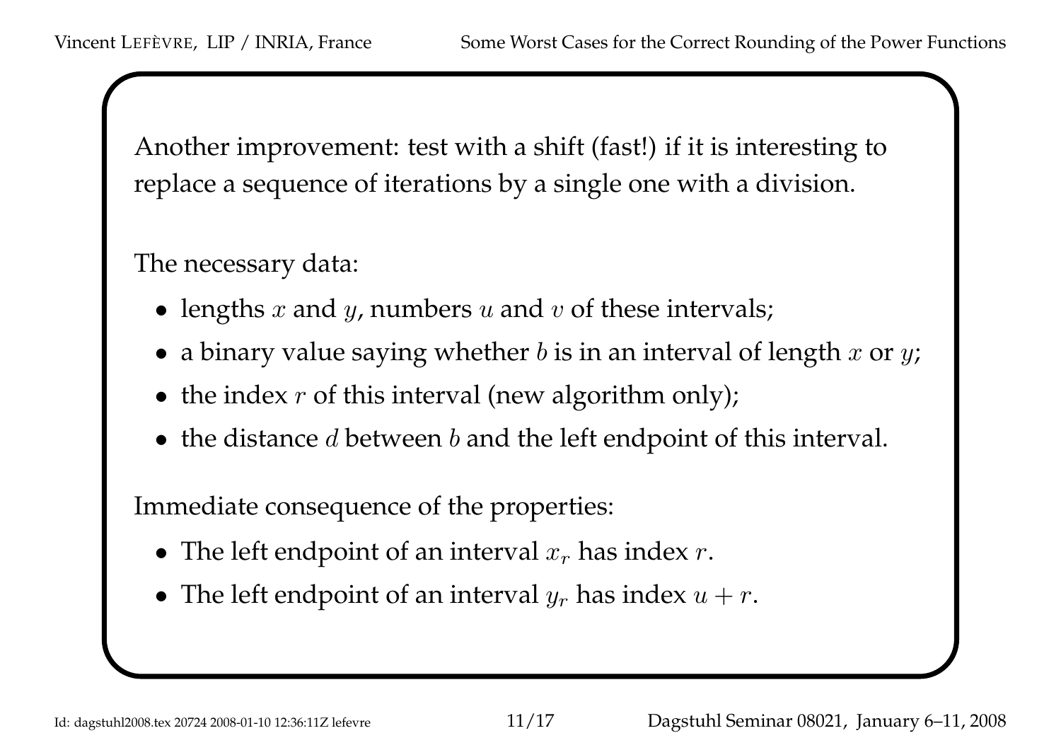Another improvement: test with a shift (fast!) if it is interesting to replace a sequence of iterations by a single one with a division.

The necessary data:

- lengths $x$ and $y$, numbers $u$ and $v$ of these intervals;
- a binary value saying whether $b$ is in an interval of length $x$ or $y$;
- the index $r$ of this interval (new algorithm only);
- the distance $d$ between $b$ and the left endpoint of this interval.

Immediate consequence of the properties:

- The left endpoint of an interval $x_r$ has index $r$.
- The left endpoint of an interval $y_r$ has index $u + r$.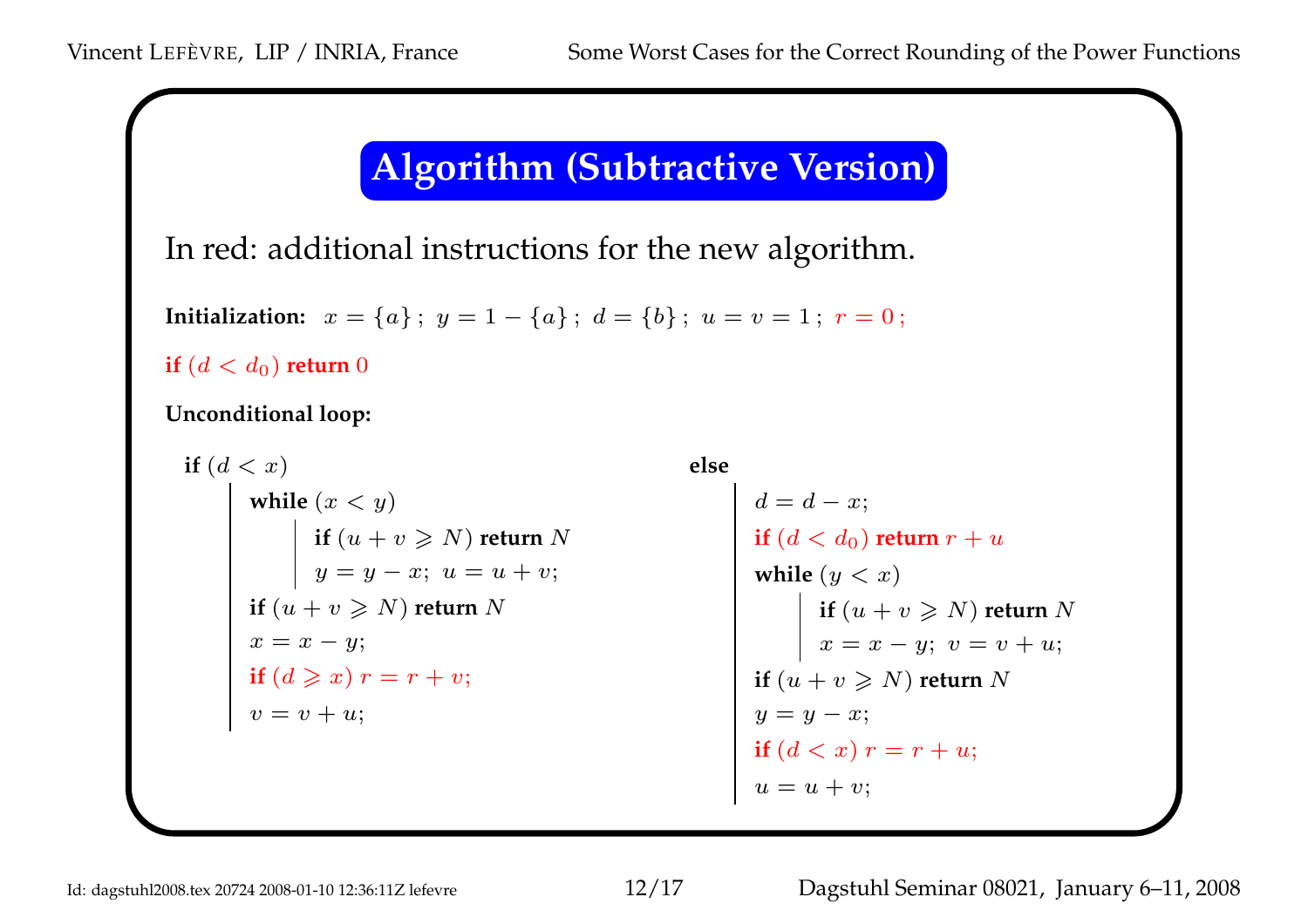## Algorithm (Subtractive Version)

In red: additional instructions for the new algorithm.

**Initialization:** $x = \{a\}\,;\ y = 1 - \{a\}\,;\ d = \{b\}\,;\ u = v = 1\,;\ r = 0\,;$

**if** $(d < d_0)$ **return** $0$

**Unconditional loop:**

```
if (d < x)
    while (x < y)
        if (u + v ⩾ N) return N
        y = y − x;  u = u + v;
    if (u + v ⩾ N) return N
    x = x − y;
    if (d ⩾ x) r = r + v;
    v = v + u;
else
    d = d − x;
    if (d < d₀) return r + u
    while (y < x)
        if (u + v ⩾ N) return N
        x = x − y;  v = v + u;
    if (u + v ⩾ N) return N
    y = y − x;
    if (d < x) r = r + u;
    u = u + v;
```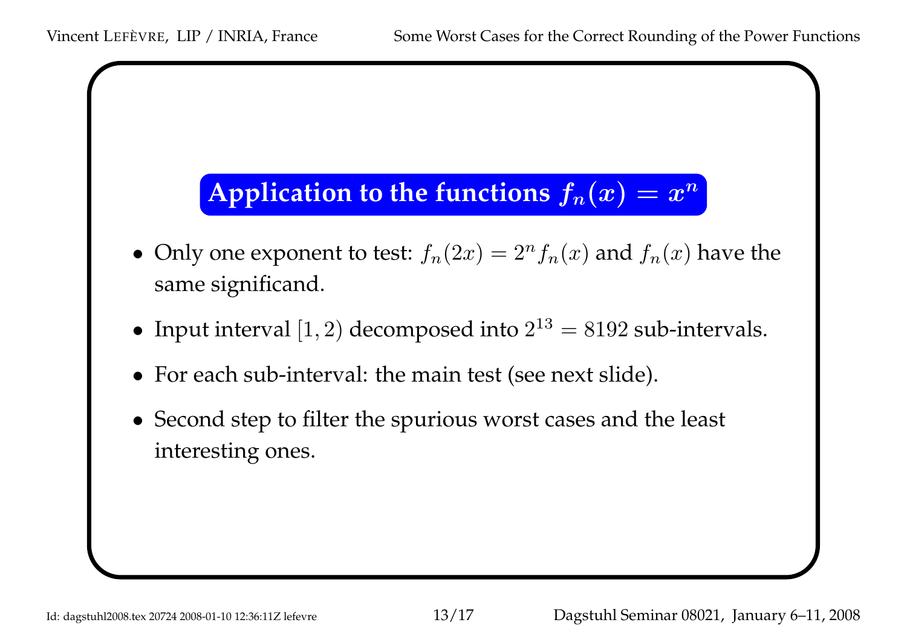## Application to the functions $f_n(x) = x^n$

- Only one exponent to test: $f_n(2x) = 2^n f_n(x)$ and $f_n(x)$ have the same significand.
- Input interval $[1, 2)$ decomposed into $2^{13} = 8192$ sub-intervals.
- For each sub-interval: the main test (see next slide).
- Second step to filter the spurious worst cases and the least interesting ones.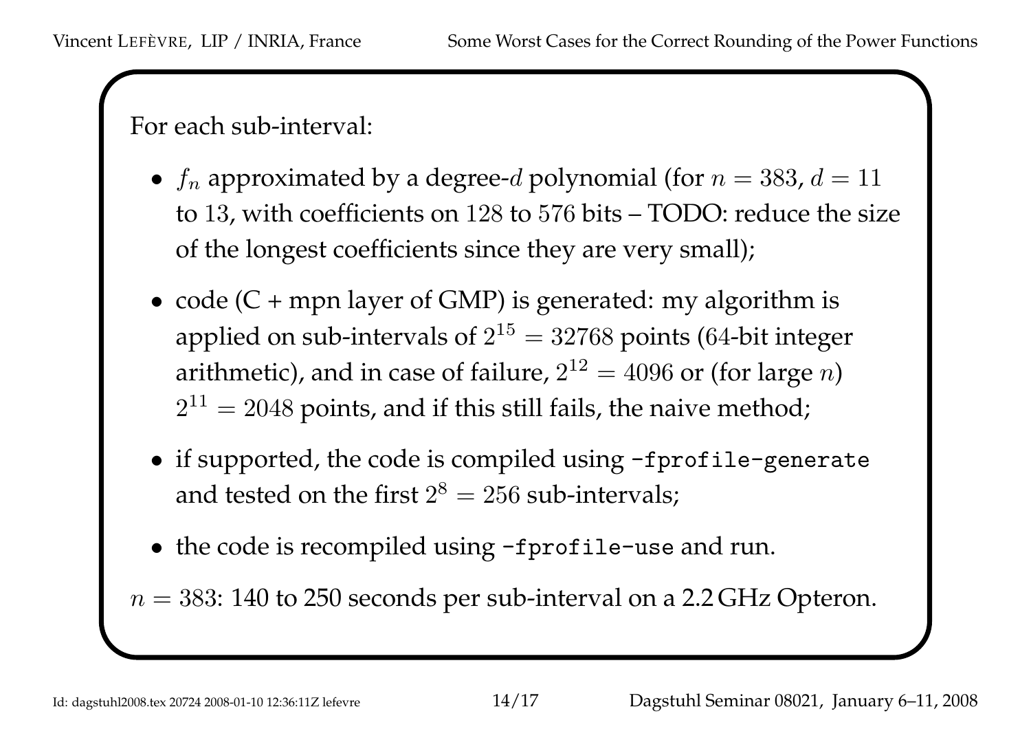For each sub-interval:

- $f_n$ approximated by a degree-$d$ polynomial (for $n = 383$, $d = 11$ to $13$, with coefficients on $128$ to $576$ bits – TODO: reduce the size of the longest coefficients since they are very small);
- code (C + mpn layer of GMP) is generated: my algorithm is applied on sub-intervals of $2^{15} = 32768$ points ($64$-bit integer arithmetic), and in case of failure, $2^{12} = 4096$ or (for large $n$) $2^{11} = 2048$ points, and if this still fails, the naive method;
- if supported, the code is compiled using `-fprofile-generate` and tested on the first $2^8 = 256$ sub-intervals;
- the code is recompiled using `-fprofile-use` and run.

$n = 383$: 140 to 250 seconds per sub-interval on a 2.2 GHz Opteron.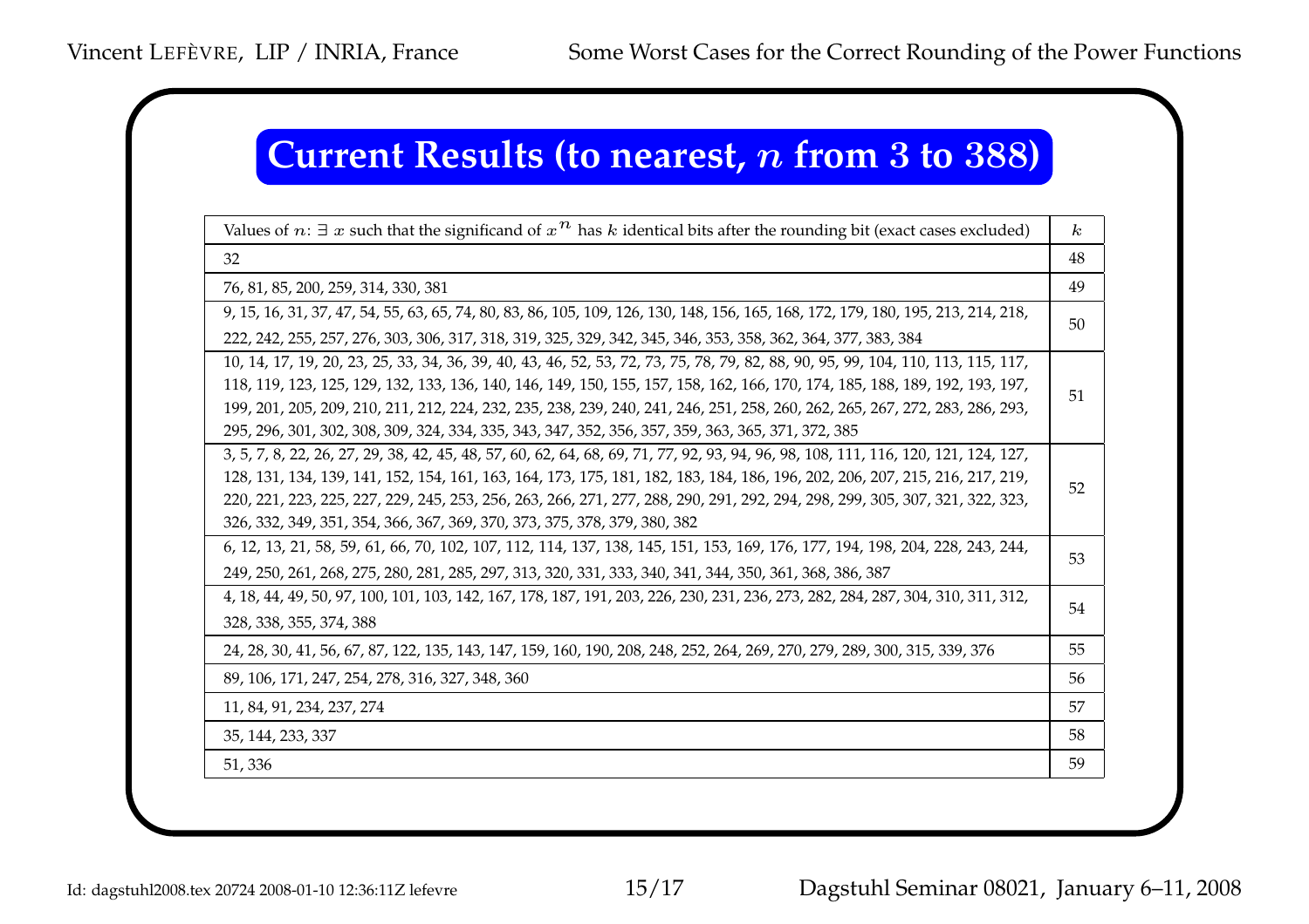## Current Results (to nearest, $n$ from 3 to 388)

| Values of $n$: $\exists\, x$ such that the significand of $x^n$ has $k$ identical bits after the rounding bit (exact cases excluded) | $k$ |
|---|---|
| 32 | 48 |
| 76, 81, 85, 200, 259, 314, 330, 381 | 49 |
| 9, 15, 16, 31, 37, 47, 54, 55, 63, 65, 74, 80, 83, 86, 105, 109, 126, 130, 148, 156, 165, 168, 172, 179, 180, 195, 213, 214, 218, 222, 242, 255, 257, 276, 303, 306, 317, 318, 319, 325, 329, 342, 345, 346, 353, 358, 362, 364, 377, 383, 384 | 50 |
| 10, 14, 17, 19, 20, 23, 25, 33, 34, 36, 39, 40, 43, 46, 52, 53, 72, 73, 75, 78, 79, 82, 88, 90, 95, 99, 104, 110, 113, 115, 117, 118, 119, 123, 125, 129, 132, 133, 136, 140, 146, 149, 150, 155, 157, 158, 162, 166, 170, 174, 185, 188, 189, 192, 193, 197, 199, 201, 205, 209, 210, 211, 212, 224, 232, 235, 238, 239, 240, 241, 246, 251, 258, 260, 262, 265, 267, 272, 283, 286, 293, 295, 296, 301, 302, 308, 309, 324, 334, 335, 343, 347, 352, 356, 357, 359, 363, 365, 371, 372, 385 | 51 |
| 3, 5, 7, 8, 22, 26, 27, 29, 38, 42, 45, 48, 57, 60, 62, 64, 68, 69, 71, 77, 92, 93, 94, 96, 98, 108, 111, 116, 120, 121, 124, 127, 128, 131, 134, 139, 141, 152, 154, 161, 163, 164, 173, 175, 181, 182, 183, 184, 186, 196, 202, 206, 207, 215, 216, 217, 219, 220, 221, 223, 225, 227, 229, 245, 253, 256, 263, 266, 271, 277, 288, 290, 291, 292, 294, 298, 299, 305, 307, 321, 322, 323, 326, 332, 349, 351, 354, 366, 367, 369, 370, 373, 375, 378, 379, 380, 382 | 52 |
| 6, 12, 13, 21, 58, 59, 61, 66, 70, 102, 107, 112, 114, 137, 138, 145, 151, 153, 169, 176, 177, 194, 198, 204, 228, 243, 244, 249, 250, 261, 268, 275, 280, 281, 285, 297, 313, 320, 331, 333, 340, 341, 344, 350, 361, 368, 386, 387 | 53 |
| 4, 18, 44, 49, 50, 97, 100, 101, 103, 142, 167, 178, 187, 191, 203, 226, 230, 231, 236, 273, 282, 284, 287, 304, 310, 311, 312, 328, 338, 355, 374, 388 | 54 |
| 24, 28, 30, 41, 56, 67, 87, 122, 135, 143, 147, 159, 160, 190, 208, 248, 252, 264, 269, 270, 279, 289, 300, 315, 339, 376 | 55 |
| 89, 106, 171, 247, 254, 278, 316, 327, 348, 360 | 56 |
| 11, 84, 91, 234, 237, 274 | 57 |
| 35, 144, 233, 337 | 58 |
| 51, 336 | 59 |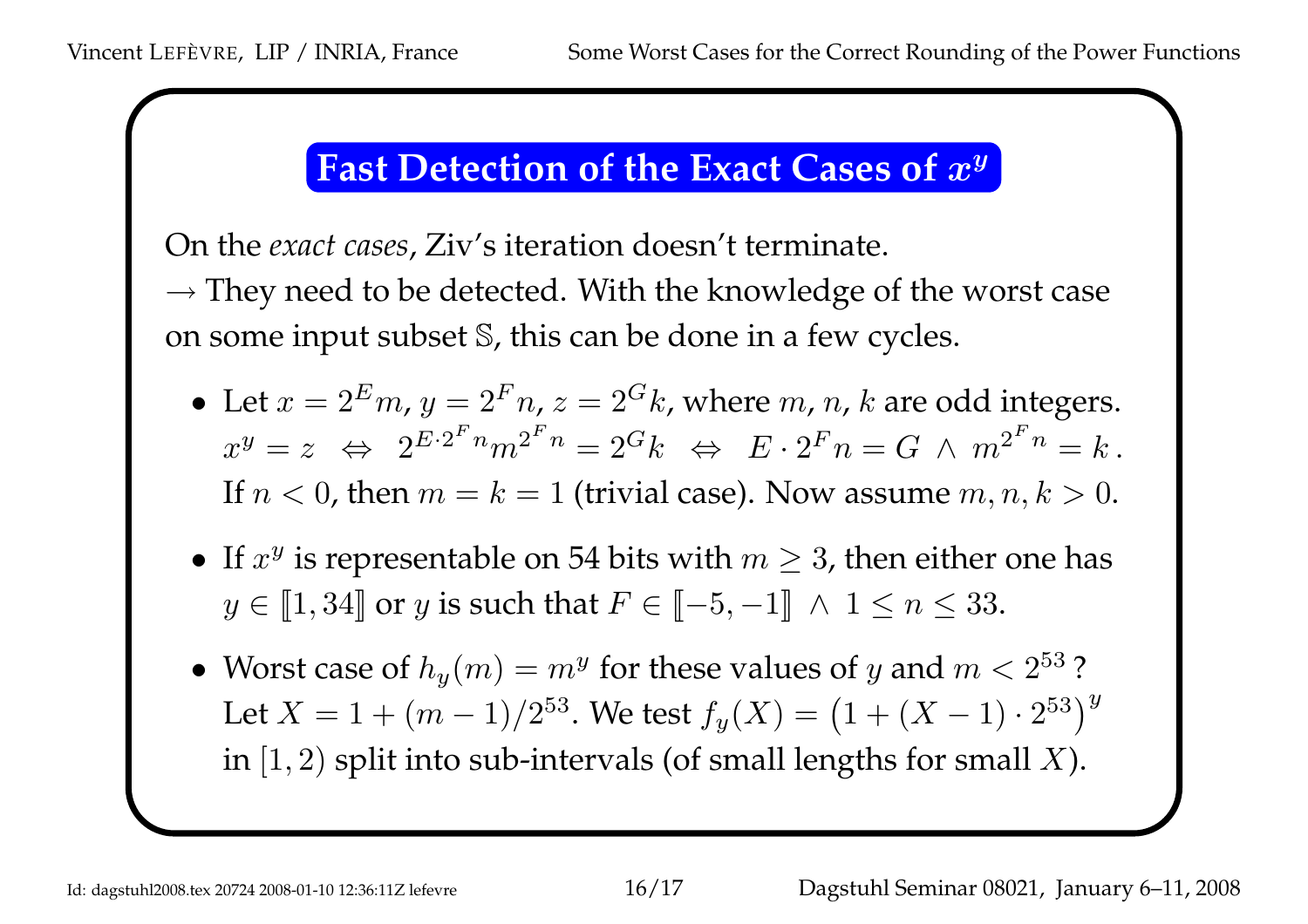## Fast Detection of the Exact Cases of $x^y$

On the *exact cases*, Ziv's iteration doesn't terminate.

$\rightarrow$ They need to be detected. With the knowledge of the worst case on some input subset $\mathbb{S}$, this can be done in a few cycles.

- Let $x = 2^E m$, $y = 2^F n$, $z = 2^G k$, where $m$, $n$, $k$ are odd integers.
  $x^y = z \;\Leftrightarrow\; 2^{E \cdot 2^F n} m^{2^F n} = 2^G k \;\Leftrightarrow\; E \cdot 2^F n = G \,\wedge\, m^{2^F n} = k\,.$
  If $n < 0$, then $m = k = 1$ (trivial case). Now assume $m, n, k > 0$.

- If $x^y$ is representable on 54 bits with $m \geq 3$, then either one has $y \in [\![1, 34]\!]$ or $y$ is such that $F \in [\![-5, -1]\!] \,\wedge\, 1 \leq n \leq 33$.

- Worst case of $h_y(m) = m^y$ for these values of $y$ and $m < 2^{53}$ ?
  Let $X = 1 + (m-1)/2^{53}$. We test $f_y(X) = \left(1 + (X-1) \cdot 2^{53}\right)^y$ in $[1, 2)$ split into sub-intervals (of small lengths for small $X$).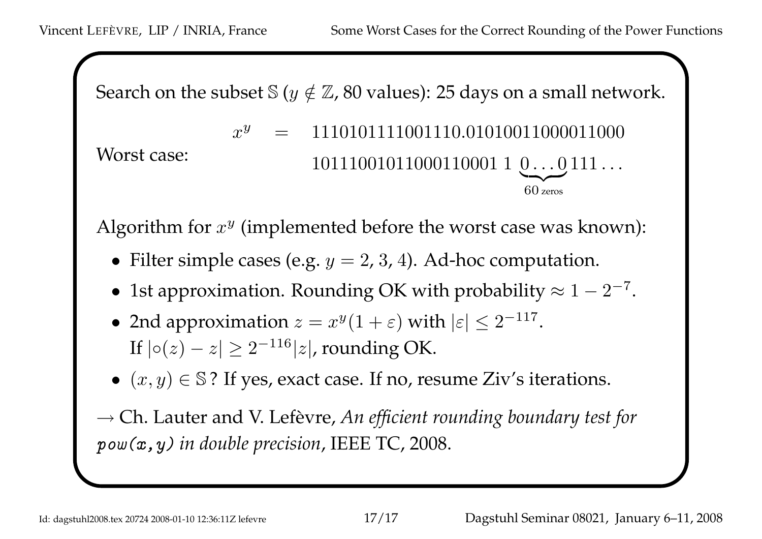Search on the subset $\mathbb{S}$ ($y \notin \mathbb{Z}$, 80 values): 25 days on a small network.

Worst case:

$$x^y = 1110101111001110.01010011000011000$$
$$10111001011000110001\ 1\ \underbrace{0\ldots0}_{60 \text{ zeros}}\ 111\ldots$$

Algorithm for $x^y$ (implemented before the worst case was known):

- Filter simple cases (e.g. $y = 2, 3, 4$). Ad-hoc computation.
- 1st approximation. Rounding OK with probability $\approx 1 - 2^{-7}$.
- 2nd approximation $z = x^y(1 + \varepsilon)$ with $|\varepsilon| \leq 2^{-117}$.
  If $|\circ(z) - z| \geq 2^{-116}|z|$, rounding OK.
- $(x, y) \in \mathbb{S}$? If yes, exact case. If no, resume Ziv's iterations.

→ Ch. Lauter and V. Lefèvre, *An efficient rounding boundary test for `pow(x,y)` in double precision*, IEEE TC, 2008.